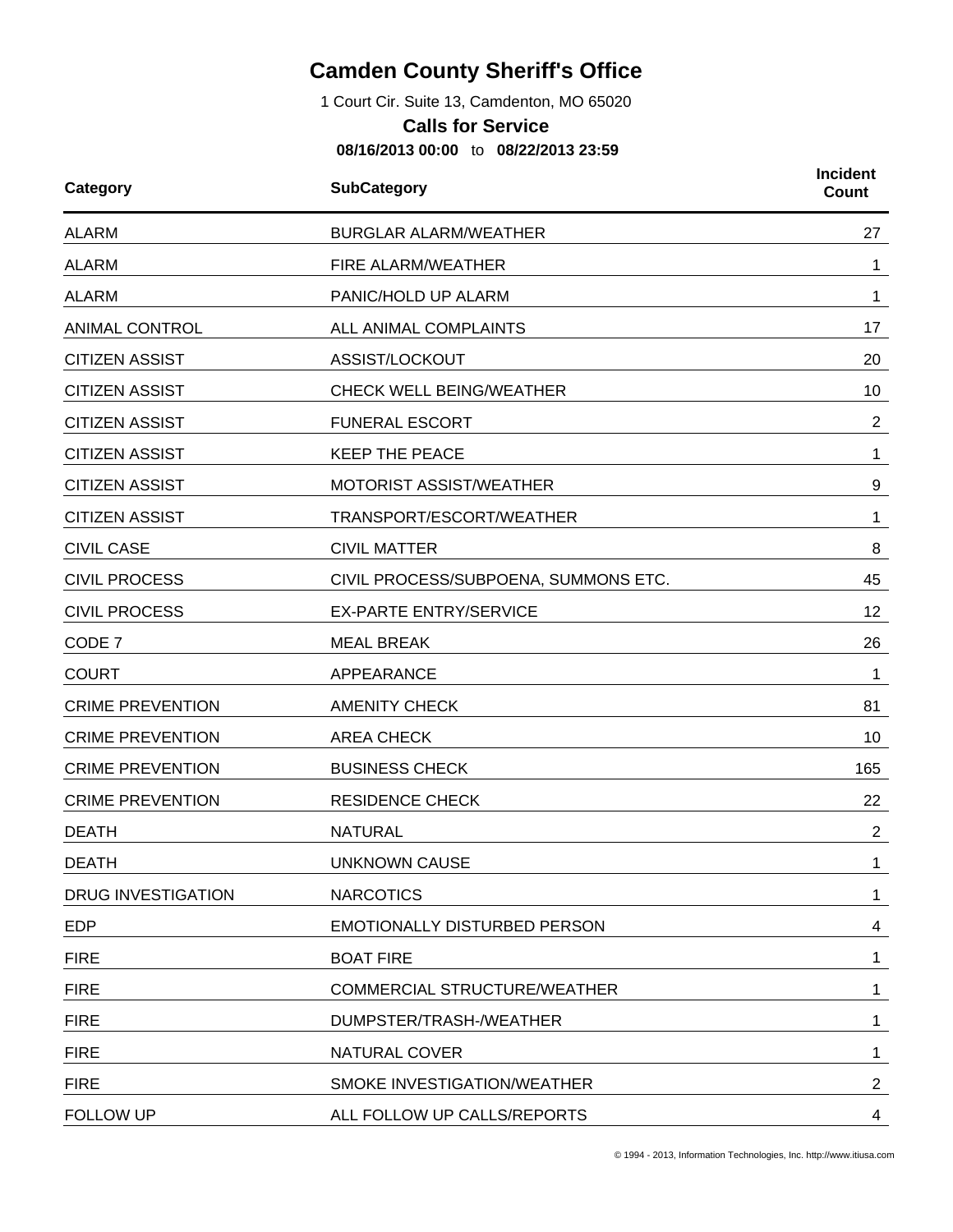# Camden County Sheriff's Office

1 Court Cir. Suite 13, Camdenton, MO 65020

## Calls for Service

**08/16/2013 00:00** to **08/22/2013 23:59**

| Category | SubCategory | Incident Count |
|---|---|---|
| ALARM | BURGLAR ALARM/WEATHER | 27 |
| ALARM | FIRE ALARM/WEATHER | 1 |
| ALARM | PANIC/HOLD UP ALARM | 1 |
| ANIMAL CONTROL | ALL ANIMAL COMPLAINTS | 17 |
| CITIZEN ASSIST | ASSIST/LOCKOUT | 20 |
| CITIZEN ASSIST | CHECK WELL BEING/WEATHER | 10 |
| CITIZEN ASSIST | FUNERAL ESCORT | 2 |
| CITIZEN ASSIST | KEEP THE PEACE | 1 |
| CITIZEN ASSIST | MOTORIST ASSIST/WEATHER | 9 |
| CITIZEN ASSIST | TRANSPORT/ESCORT/WEATHER | 1 |
| CIVIL CASE | CIVIL MATTER | 8 |
| CIVIL PROCESS | CIVIL PROCESS/SUBPOENA, SUMMONS ETC. | 45 |
| CIVIL PROCESS | EX-PARTE ENTRY/SERVICE | 12 |
| CODE 7 | MEAL BREAK | 26 |
| COURT | APPEARANCE | 1 |
| CRIME PREVENTION | AMENITY CHECK | 81 |
| CRIME PREVENTION | AREA CHECK | 10 |
| CRIME PREVENTION | BUSINESS CHECK | 165 |
| CRIME PREVENTION | RESIDENCE CHECK | 22 |
| DEATH | NATURAL | 2 |
| DEATH | UNKNOWN CAUSE | 1 |
| DRUG INVESTIGATION | NARCOTICS | 1 |
| EDP | EMOTIONALLY DISTURBED PERSON | 4 |
| FIRE | BOAT FIRE | 1 |
| FIRE | COMMERCIAL STRUCTURE/WEATHER | 1 |
| FIRE | DUMPSTER/TRASH-/WEATHER | 1 |
| FIRE | NATURAL COVER | 1 |
| FIRE | SMOKE INVESTIGATION/WEATHER | 2 |
| FOLLOW UP | ALL FOLLOW UP CALLS/REPORTS | 4 |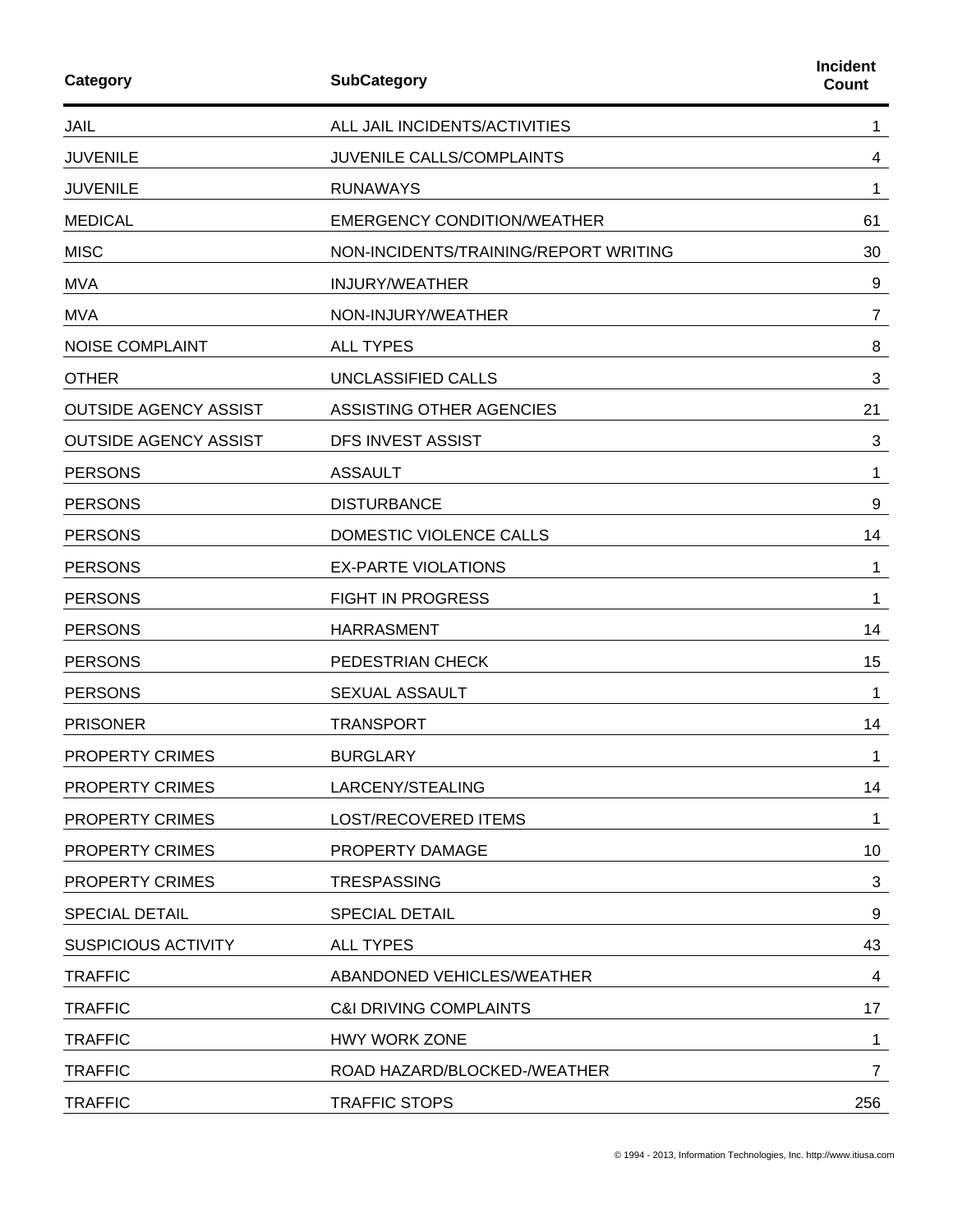| Category | SubCategory | Incident Count |
|---|---|---|
| JAIL | ALL JAIL INCIDENTS/ACTIVITIES | 1 |
| JUVENILE | JUVENILE CALLS/COMPLAINTS | 4 |
| JUVENILE | RUNAWAYS | 1 |
| MEDICAL | EMERGENCY CONDITION/WEATHER | 61 |
| MISC | NON-INCIDENTS/TRAINING/REPORT WRITING | 30 |
| MVA | INJURY/WEATHER | 9 |
| MVA | NON-INJURY/WEATHER | 7 |
| NOISE COMPLAINT | ALL TYPES | 8 |
| OTHER | UNCLASSIFIED CALLS | 3 |
| OUTSIDE AGENCY ASSIST | ASSISTING OTHER AGENCIES | 21 |
| OUTSIDE AGENCY ASSIST | DFS INVEST ASSIST | 3 |
| PERSONS | ASSAULT | 1 |
| PERSONS | DISTURBANCE | 9 |
| PERSONS | DOMESTIC VIOLENCE CALLS | 14 |
| PERSONS | EX-PARTE VIOLATIONS | 1 |
| PERSONS | FIGHT IN PROGRESS | 1 |
| PERSONS | HARRASMENT | 14 |
| PERSONS | PEDESTRIAN CHECK | 15 |
| PERSONS | SEXUAL ASSAULT | 1 |
| PRISONER | TRANSPORT | 14 |
| PROPERTY CRIMES | BURGLARY | 1 |
| PROPERTY CRIMES | LARCENY/STEALING | 14 |
| PROPERTY CRIMES | LOST/RECOVERED ITEMS | 1 |
| PROPERTY CRIMES | PROPERTY DAMAGE | 10 |
| PROPERTY CRIMES | TRESPASSING | 3 |
| SPECIAL DETAIL | SPECIAL DETAIL | 9 |
| SUSPICIOUS ACTIVITY | ALL TYPES | 43 |
| TRAFFIC | ABANDONED VEHICLES/WEATHER | 4 |
| TRAFFIC | C&I DRIVING COMPLAINTS | 17 |
| TRAFFIC | HWY WORK ZONE | 1 |
| TRAFFIC | ROAD HAZARD/BLOCKED-/WEATHER | 7 |
| TRAFFIC | TRAFFIC STOPS | 256 |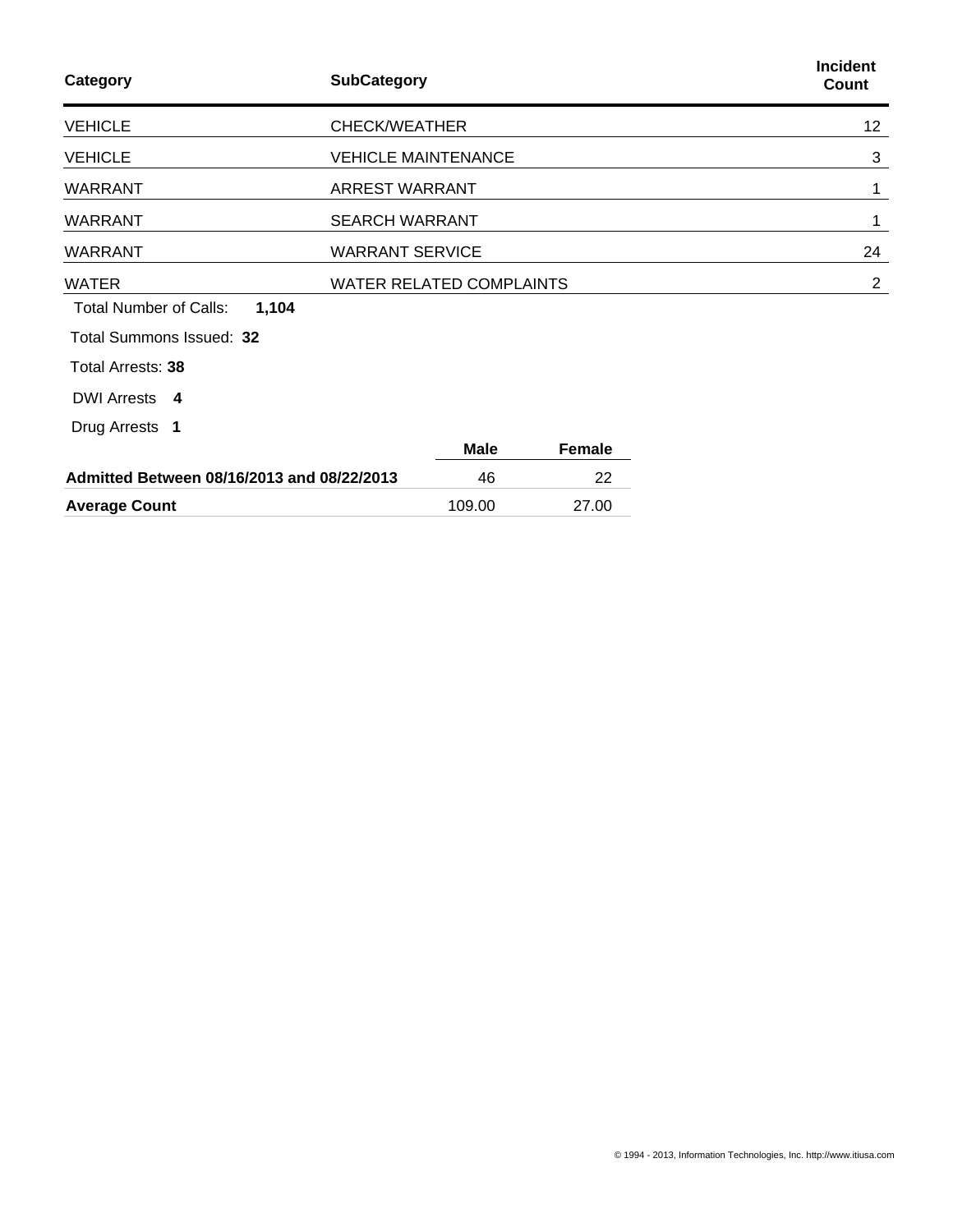| Category | SubCategory | Incident Count |
| --- | --- | --- |
| VEHICLE | CHECK/WEATHER | 12 |
| VEHICLE | VEHICLE MAINTENANCE | 3 |
| WARRANT | ARREST WARRANT | 1 |
| WARRANT | SEARCH WARRANT | 1 |
| WARRANT | WARRANT SERVICE | 24 |
| WATER | WATER RELATED COMPLAINTS | 2 |

Total Number of Calls: **1,104**

Total Summons Issued: **32**

Total Arrests: **38**

DWI Arrests **4**

Drug Arrests **1**

| | Male | Female |
| --- | --- | --- |
| **Admitted Between 08/16/2013 and 08/22/2013** | 46 | 22 |
| **Average Count** | 109.00 | 27.00 |

© 1994 - 2013, Information Technologies, Inc. http://www.itiusa.com